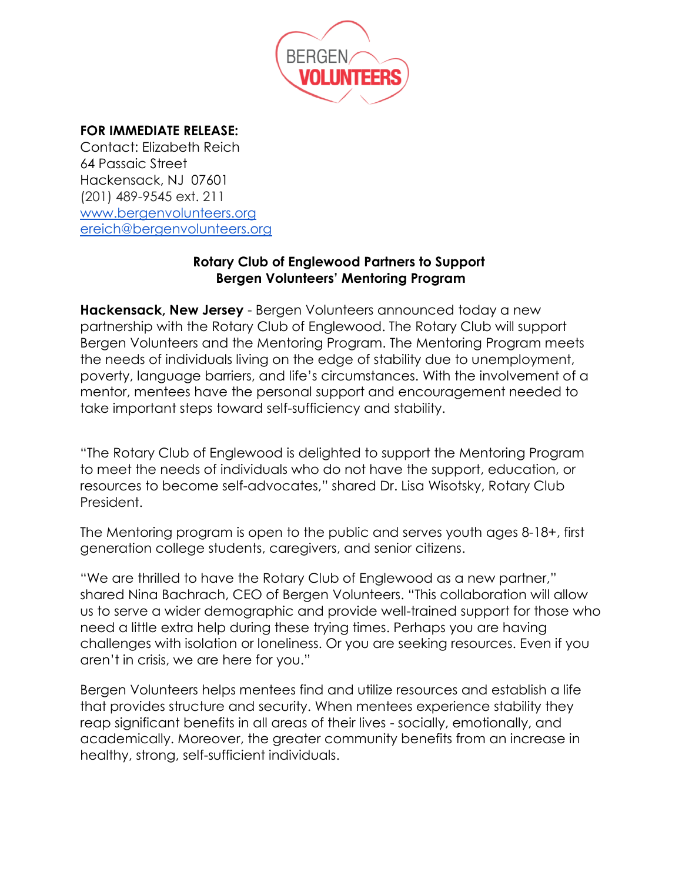**FOR IMMEDIATE RELEASE:**
Contact: Elizabeth Reich
64 Passaic Street
Hackensack, NJ 07601
(201) 489-9545 ext. 211
www.bergenvolunteers.org
ereich@bergenvolunteers.org

**Rotary Club of Englewood Partners to Support Bergen Volunteers' Mentoring Program**

**Hackensack, New Jersey** - Bergen Volunteers announced today a new partnership with the Rotary Club of Englewood. The Rotary Club will support Bergen Volunteers and the Mentoring Program. The Mentoring Program meets the needs of individuals living on the edge of stability due to unemployment, poverty, language barriers, and life's circumstances. With the involvement of a mentor, mentees have the personal support and encouragement needed to take important steps toward self-sufficiency and stability.

"The Rotary Club of Englewood is delighted to support the Mentoring Program to meet the needs of individuals who do not have the support, education, or resources to become self-advocates," shared Dr. Lisa Wisotsky, Rotary Club President.

The Mentoring program is open to the public and serves youth ages 8-18+, first generation college students, caregivers, and senior citizens.

"We are thrilled to have the Rotary Club of Englewood as a new partner," shared Nina Bachrach, CEO of Bergen Volunteers. "This collaboration will allow us to serve a wider demographic and provide well-trained support for those who need a little extra help during these trying times. Perhaps you are having challenges with isolation or loneliness. Or you are seeking resources. Even if you aren't in crisis, we are here for you."

Bergen Volunteers helps mentees find and utilize resources and establish a life that provides structure and security. When mentees experience stability they reap significant benefits in all areas of their lives - socially, emotionally, and academically. Moreover, the greater community benefits from an increase in healthy, strong, self-sufficient individuals.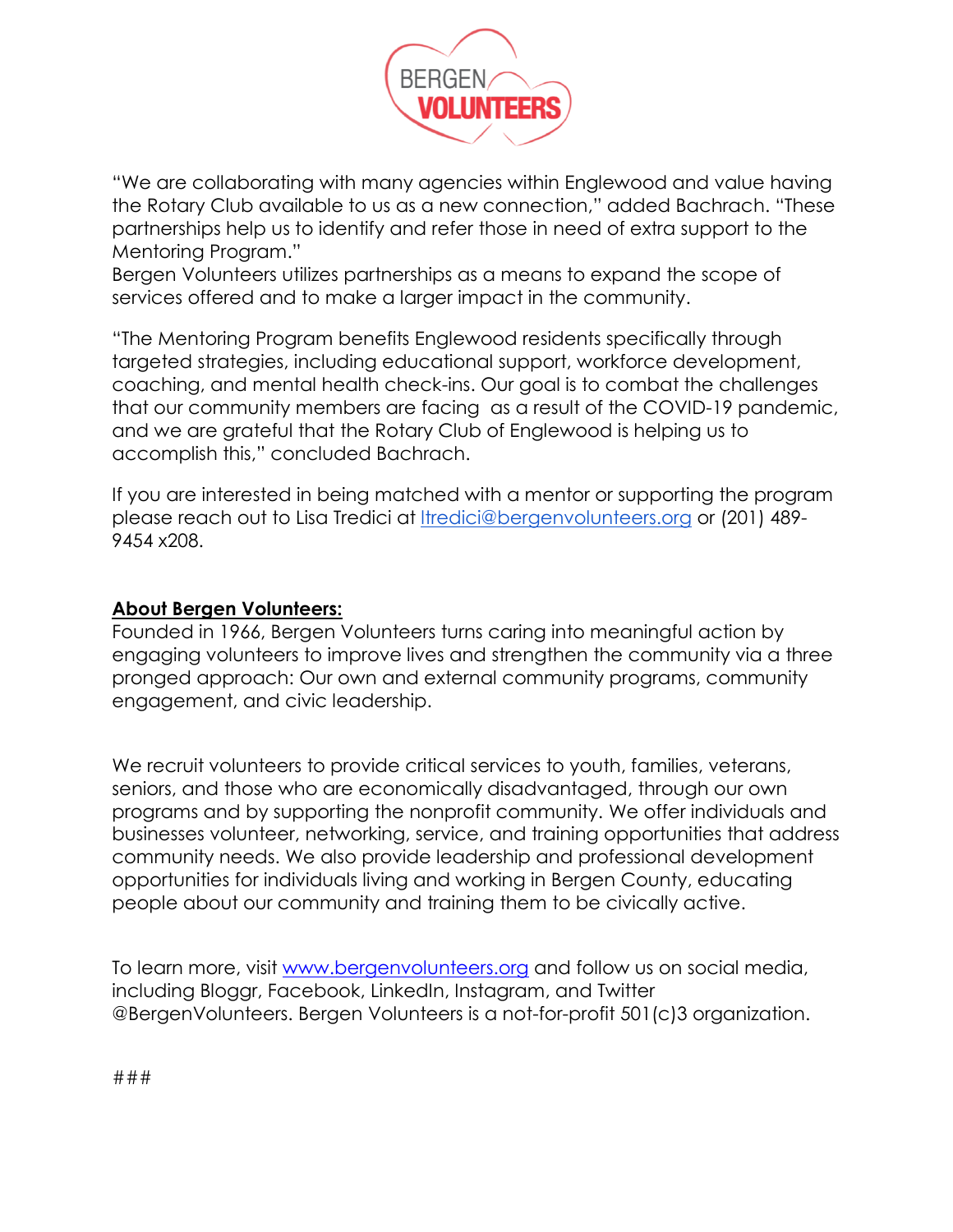"We are collaborating with many agencies within Englewood and value having the Rotary Club available to us as a new connection," added Bachrach. "These partnerships help us to identify and refer those in need of extra support to the Mentoring Program."
Bergen Volunteers utilizes partnerships as a means to expand the scope of services offered and to make a larger impact in the community.

"The Mentoring Program benefits Englewood residents specifically through targeted strategies, including educational support, workforce development, coaching, and mental health check-ins. Our goal is to combat the challenges that our community members are facing as a result of the COVID-19 pandemic, and we are grateful that the Rotary Club of Englewood is helping us to accomplish this," concluded Bachrach.

If you are interested in being matched with a mentor or supporting the program please reach out to Lisa Tredici at ltredici@bergenvolunteers.org or (201) 489-9454 x208.

**About Bergen Volunteers:**
Founded in 1966, Bergen Volunteers turns caring into meaningful action by engaging volunteers to improve lives and strengthen the community via a three pronged approach: Our own and external community programs, community engagement, and civic leadership.

We recruit volunteers to provide critical services to youth, families, veterans, seniors, and those who are economically disadvantaged, through our own programs and by supporting the nonprofit community. We offer individuals and businesses volunteer, networking, service, and training opportunities that address community needs. We also provide leadership and professional development opportunities for individuals living and working in Bergen County, educating people about our community and training them to be civically active.

To learn more, visit www.bergenvolunteers.org and follow us on social media, including Bloggr, Facebook, LinkedIn, Instagram, and Twitter @BergenVolunteers. Bergen Volunteers is a not-for-profit 501(c)3 organization.

###